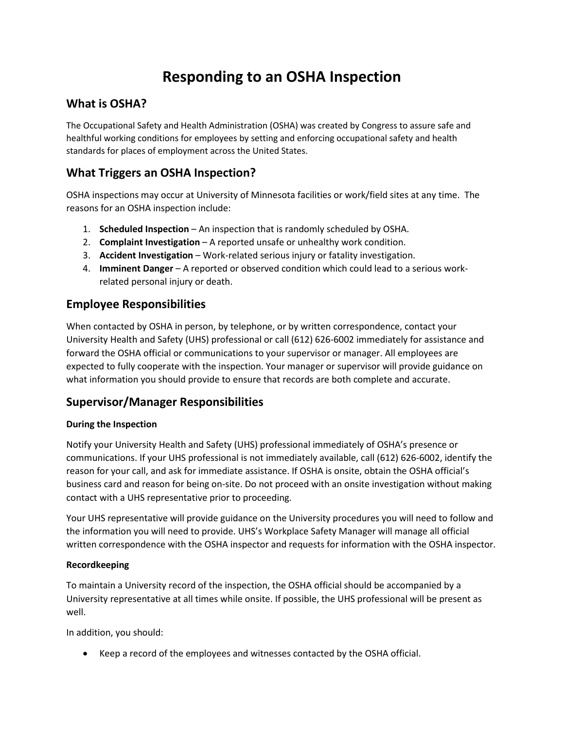# Responding to an OSHA Inspection

## What is OSHA?

The Occupational Safety and Health Administration (OSHA) was created by Congress to assure safe and healthful working conditions for employees by setting and enforcing occupational safety and health standards for places of employment across the United States.

## What Triggers an OSHA Inspection?

OSHA inspections may occur at University of Minnesota facilities or work/field sites at any time. The reasons for an OSHA inspection include:

1. **Scheduled Inspection** – An inspection that is randomly scheduled by OSHA.
2. **Complaint Investigation** – A reported unsafe or unhealthy work condition.
3. **Accident Investigation** – Work-related serious injury or fatality investigation.
4. **Imminent Danger** – A reported or observed condition which could lead to a serious work-related personal injury or death.

## Employee Responsibilities

When contacted by OSHA in person, by telephone, or by written correspondence, contact your University Health and Safety (UHS) professional or call (612) 626-6002 immediately for assistance and forward the OSHA official or communications to your supervisor or manager. All employees are expected to fully cooperate with the inspection. Your manager or supervisor will provide guidance on what information you should provide to ensure that records are both complete and accurate.

## Supervisor/Manager Responsibilities

### During the Inspection

Notify your University Health and Safety (UHS) professional immediately of OSHA's presence or communications. If your UHS professional is not immediately available, call (612) 626-6002, identify the reason for your call, and ask for immediate assistance. If OSHA is onsite, obtain the OSHA official's business card and reason for being on-site. Do not proceed with an onsite investigation without making contact with a UHS representative prior to proceeding.

Your UHS representative will provide guidance on the University procedures you will need to follow and the information you will need to provide. UHS's Workplace Safety Manager will manage all official written correspondence with the OSHA inspector and requests for information with the OSHA inspector.

### Recordkeeping

To maintain a University record of the inspection, the OSHA official should be accompanied by a University representative at all times while onsite. If possible, the UHS professional will be present as well.

In addition, you should:

- Keep a record of the employees and witnesses contacted by the OSHA official.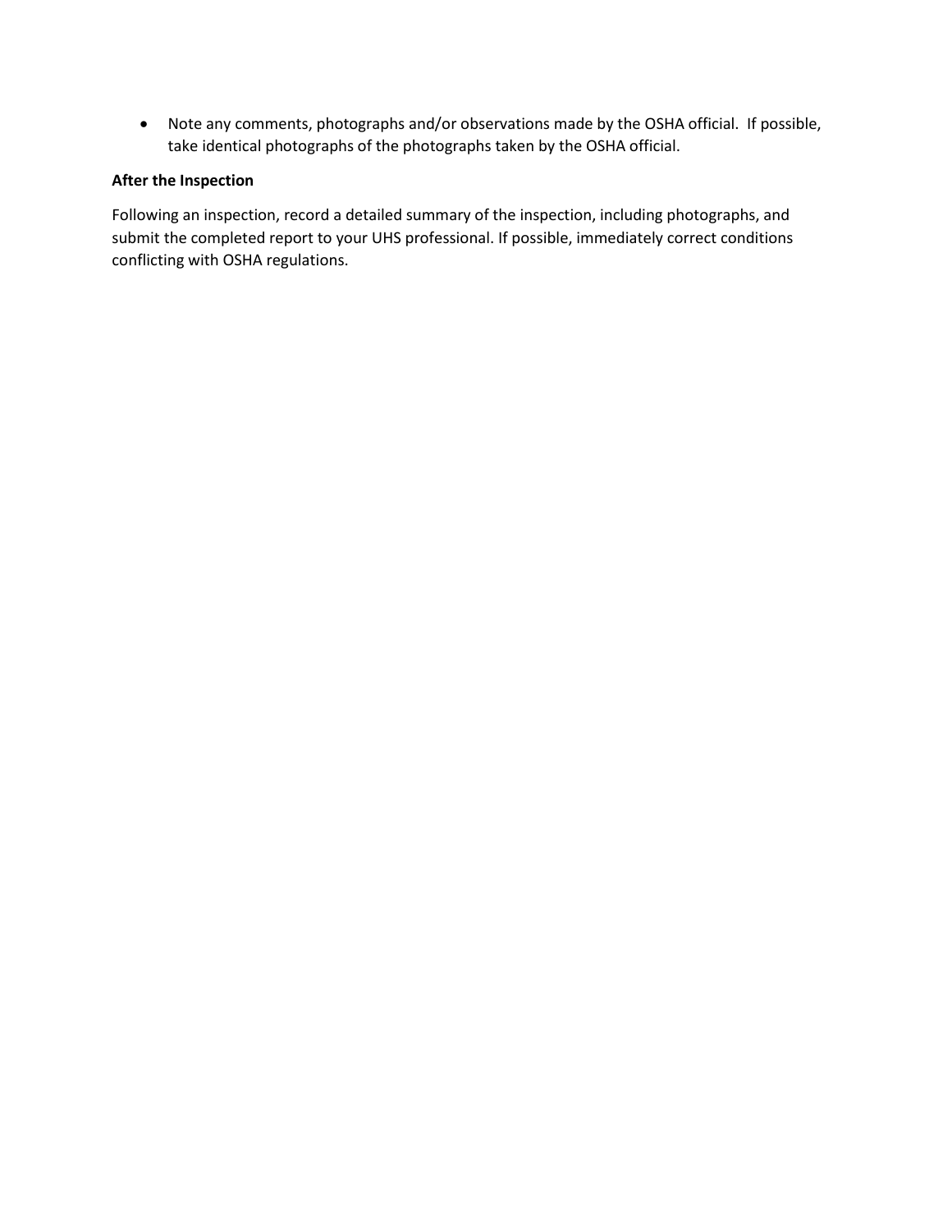- Note any comments, photographs and/or observations made by the OSHA official. If possible, take identical photographs of the photographs taken by the OSHA official.

**After the Inspection**

Following an inspection, record a detailed summary of the inspection, including photographs, and submit the completed report to your UHS professional. If possible, immediately correct conditions conflicting with OSHA regulations.